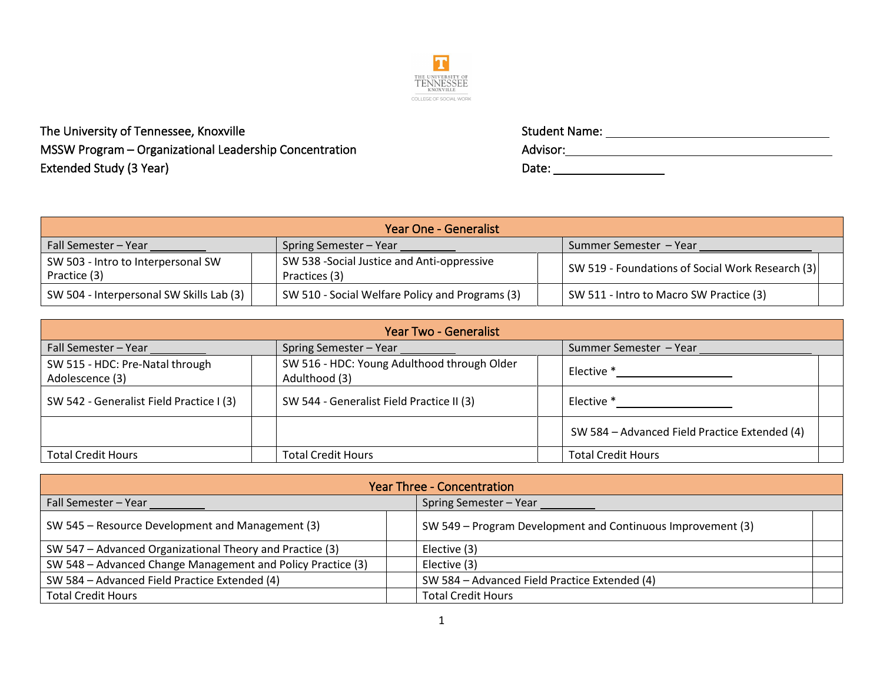The University of Tennessee, Knoxville
MSSW Program – Organizational Leadership Concentration
Extended Study (3 Year)

Student Name: ______________________________
Advisor: ______________________________
Date: ________________

| Year One - Generalist | | | | | |
|---|---|---|---|---|---|
| Fall Semester – Year ________ | | Spring Semester – Year ________ | | Summer Semester – Year ______________ | |
| SW 503 - Intro to Interpersonal SW Practice (3) | | SW 538 -Social Justice and Anti-oppressive Practices (3) | | SW 519 - Foundations of Social Work Research (3) | |
| SW 504 - Interpersonal SW Skills Lab (3) | | SW 510 - Social Welfare Policy and Programs (3) | | SW 511 - Intro to Macro SW Practice (3) | |

| Year Two - Generalist | | | | | |
|---|---|---|---|---|---|
| Fall Semester – Year ________ | | Spring Semester – Year ________ | | Summer Semester – Year ______________ | |
| SW 515 - HDC: Pre-Natal through Adolescence (3) | | SW 516 - HDC: Young Adulthood through Older Adulthood (3) | | Elective * ______________ | |
| SW 542 - Generalist Field Practice I (3) | | SW 544 - Generalist Field Practice II (3) | | Elective * ______________ | |
| | | | | SW 584 – Advanced Field Practice Extended (4) | |
| Total Credit Hours | | Total Credit Hours | | Total Credit Hours | |

| Year Three - Concentration | | | |
|---|---|---|---|
| Fall Semester – Year ________ | | Spring Semester – Year ________ | |
| SW 545 – Resource Development and Management (3) | | SW 549 – Program Development and Continuous Improvement (3) | |
| SW 547 – Advanced Organizational Theory and Practice (3) | | Elective (3) | |
| SW 548 – Advanced Change Management and Policy Practice (3) | | Elective (3) | |
| SW 584 – Advanced Field Practice Extended (4) | | SW 584 – Advanced Field Practice Extended (4) | |
| Total Credit Hours | | Total Credit Hours | |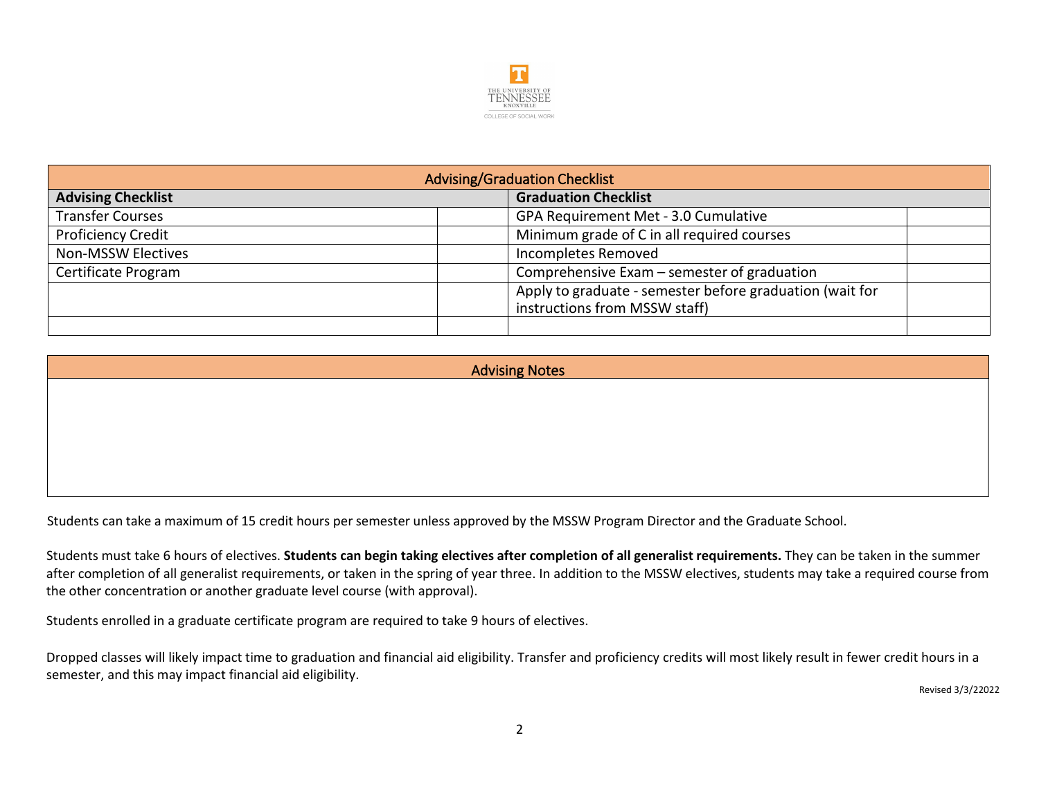| Advising/Graduation Checklist | | | |
|---|---|---|---|
| **Advising Checklist** | | **Graduation Checklist** | |
| Transfer Courses | | GPA Requirement Met - 3.0 Cumulative | |
| Proficiency Credit | | Minimum grade of C in all required courses | |
| Non-MSSW Electives | | Incompletes Removed | |
| Certificate Program | | Comprehensive Exam – semester of graduation | |
| | | Apply to graduate - semester before graduation (wait for instructions from MSSW staff) | |
| | | | |

| Advising Notes |
|---|
| |

Students can take a maximum of 15 credit hours per semester unless approved by the MSSW Program Director and the Graduate School.

Students must take 6 hours of electives. **Students can begin taking electives after completion of all generalist requirements.** They can be taken in the summer after completion of all generalist requirements, or taken in the spring of year three. In addition to the MSSW electives, students may take a required course from the other concentration or another graduate level course (with approval).

Students enrolled in a graduate certificate program are required to take 9 hours of electives.

Dropped classes will likely impact time to graduation and financial aid eligibility. Transfer and proficiency credits will most likely result in fewer credit hours in a semester, and this may impact financial aid eligibility.

Revised 3/3/22022